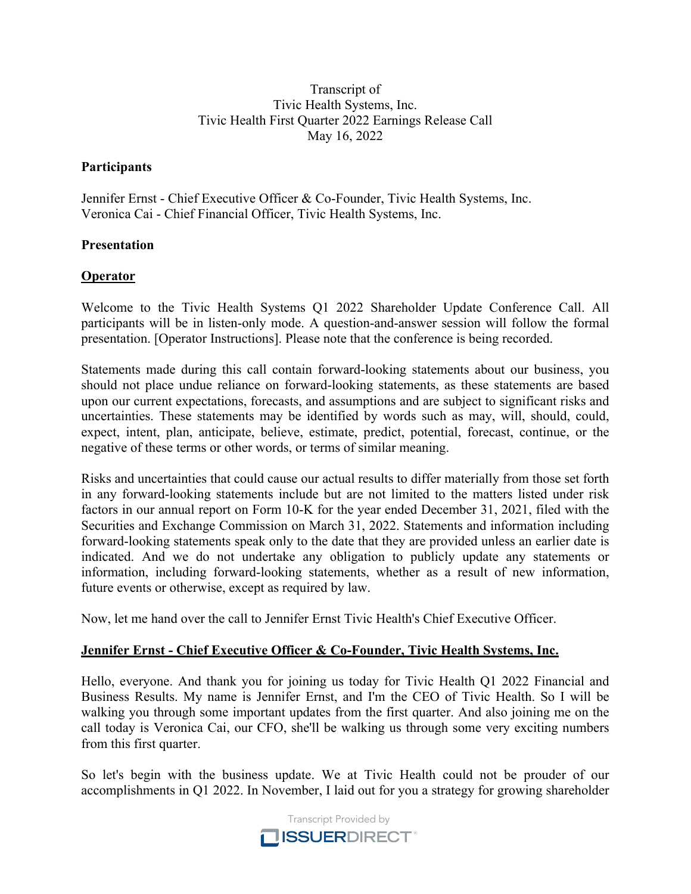Transcript of
Tivic Health Systems, Inc.
Tivic Health First Quarter 2022 Earnings Release Call
May 16, 2022

**Participants**

Jennifer Ernst - Chief Executive Officer & Co-Founder, Tivic Health Systems, Inc.
Veronica Cai - Chief Financial Officer, Tivic Health Systems, Inc.

**Presentation**

**Operator**

Welcome to the Tivic Health Systems Q1 2022 Shareholder Update Conference Call. All participants will be in listen-only mode. A question-and-answer session will follow the formal presentation. [Operator Instructions]. Please note that the conference is being recorded.

Statements made during this call contain forward-looking statements about our business, you should not place undue reliance on forward-looking statements, as these statements are based upon our current expectations, forecasts, and assumptions and are subject to significant risks and uncertainties. These statements may be identified by words such as may, will, should, could, expect, intent, plan, anticipate, believe, estimate, predict, potential, forecast, continue, or the negative of these terms or other words, or terms of similar meaning.

Risks and uncertainties that could cause our actual results to differ materially from those set forth in any forward-looking statements include but are not limited to the matters listed under risk factors in our annual report on Form 10-K for the year ended December 31, 2021, filed with the Securities and Exchange Commission on March 31, 2022. Statements and information including forward-looking statements speak only to the date that they are provided unless an earlier date is indicated. And we do not undertake any obligation to publicly update any statements or information, including forward-looking statements, whether as a result of new information, future events or otherwise, except as required by law.

Now, let me hand over the call to Jennifer Ernst Tivic Health's Chief Executive Officer.

**Jennifer Ernst - Chief Executive Officer & Co-Founder, Tivic Health Systems, Inc.**

Hello, everyone. And thank you for joining us today for Tivic Health Q1 2022 Financial and Business Results. My name is Jennifer Ernst, and I'm the CEO of Tivic Health. So I will be walking you through some important updates from the first quarter. And also joining me on the call today is Veronica Cai, our CFO, she'll be walking us through some very exciting numbers from this first quarter.

So let's begin with the business update. We at Tivic Health could not be prouder of our accomplishments in Q1 2022. In November, I laid out for you a strategy for growing shareholder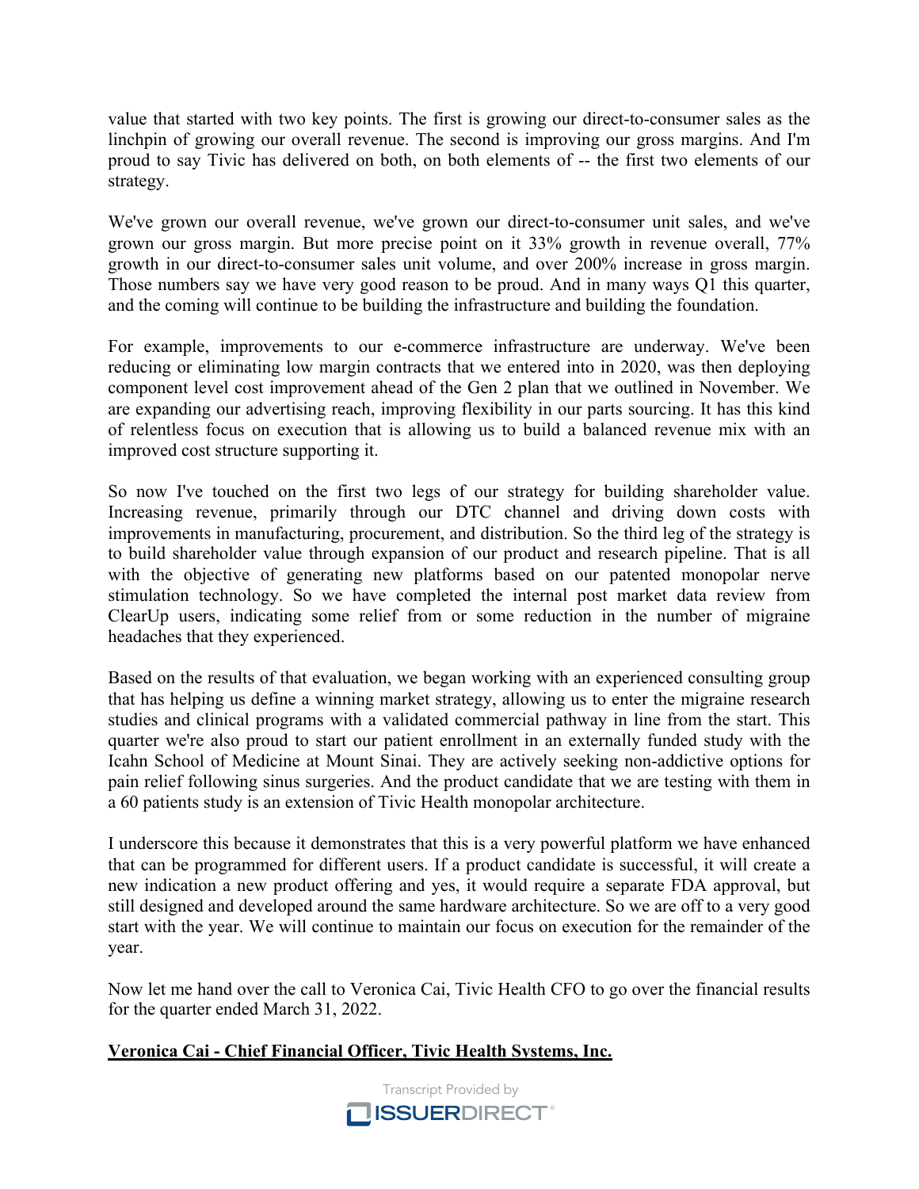value that started with two key points. The first is growing our direct-to-consumer sales as the linchpin of growing our overall revenue. The second is improving our gross margins. And I'm proud to say Tivic has delivered on both, on both elements of -- the first two elements of our strategy.

We've grown our overall revenue, we've grown our direct-to-consumer unit sales, and we've grown our gross margin. But more precise point on it 33% growth in revenue overall, 77% growth in our direct-to-consumer sales unit volume, and over 200% increase in gross margin. Those numbers say we have very good reason to be proud. And in many ways Q1 this quarter, and the coming will continue to be building the infrastructure and building the foundation.

For example, improvements to our e-commerce infrastructure are underway. We've been reducing or eliminating low margin contracts that we entered into in 2020, was then deploying component level cost improvement ahead of the Gen 2 plan that we outlined in November. We are expanding our advertising reach, improving flexibility in our parts sourcing. It has this kind of relentless focus on execution that is allowing us to build a balanced revenue mix with an improved cost structure supporting it.

So now I've touched on the first two legs of our strategy for building shareholder value. Increasing revenue, primarily through our DTC channel and driving down costs with improvements in manufacturing, procurement, and distribution. So the third leg of the strategy is to build shareholder value through expansion of our product and research pipeline. That is all with the objective of generating new platforms based on our patented monopolar nerve stimulation technology. So we have completed the internal post market data review from ClearUp users, indicating some relief from or some reduction in the number of migraine headaches that they experienced.

Based on the results of that evaluation, we began working with an experienced consulting group that has helping us define a winning market strategy, allowing us to enter the migraine research studies and clinical programs with a validated commercial pathway in line from the start. This quarter we're also proud to start our patient enrollment in an externally funded study with the Icahn School of Medicine at Mount Sinai. They are actively seeking non-addictive options for pain relief following sinus surgeries. And the product candidate that we are testing with them in a 60 patients study is an extension of Tivic Health monopolar architecture.

I underscore this because it demonstrates that this is a very powerful platform we have enhanced that can be programmed for different users. If a product candidate is successful, it will create a new indication a new product offering and yes, it would require a separate FDA approval, but still designed and developed around the same hardware architecture. So we are off to a very good start with the year. We will continue to maintain our focus on execution for the remainder of the year.

Now let me hand over the call to Veronica Cai, Tivic Health CFO to go over the financial results for the quarter ended March 31, 2022.

**Veronica Cai - Chief Financial Officer, Tivic Health Systems, Inc.**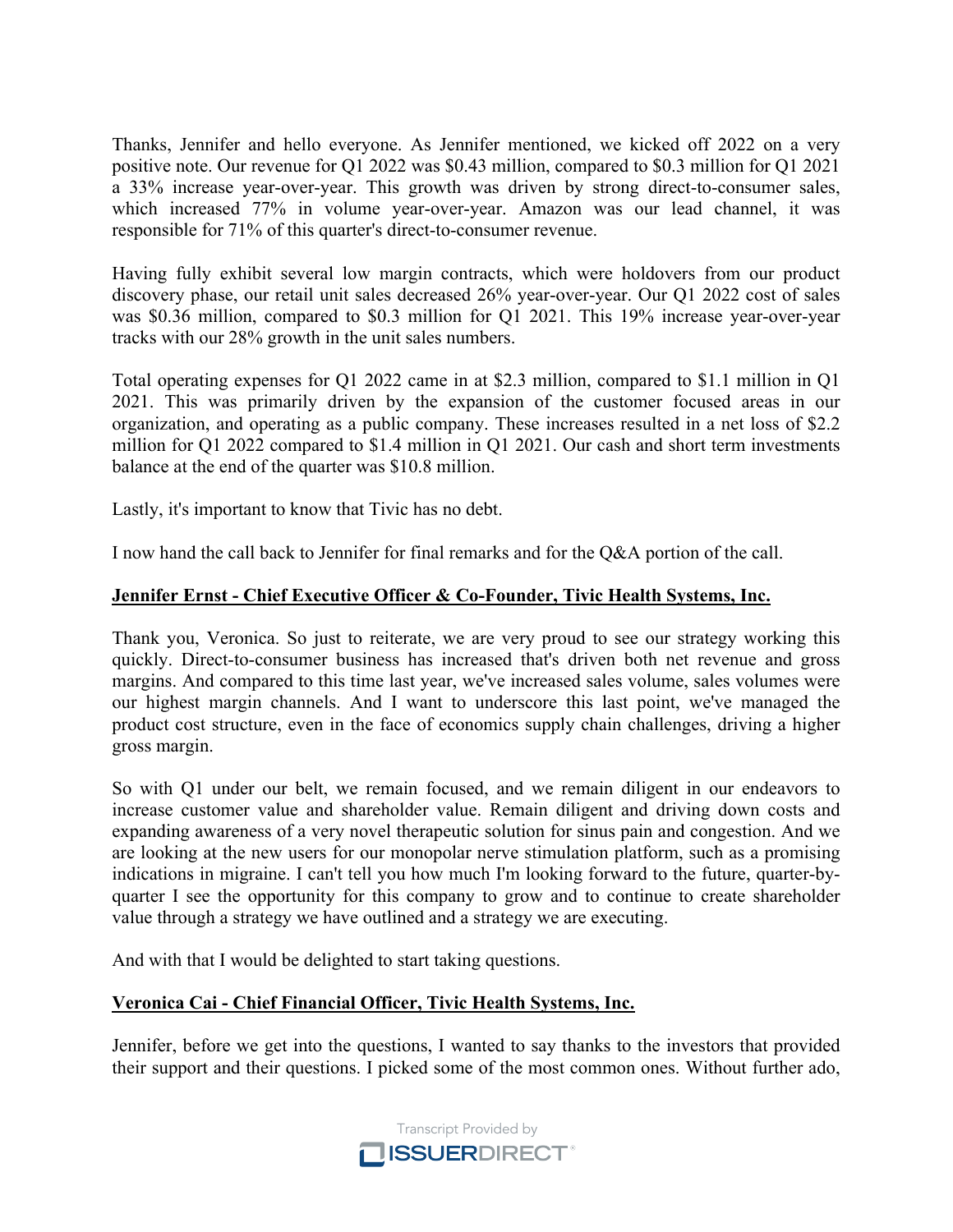Thanks, Jennifer and hello everyone. As Jennifer mentioned, we kicked off 2022 on a very positive note. Our revenue for Q1 2022 was $0.43 million, compared to $0.3 million for Q1 2021 a 33% increase year-over-year. This growth was driven by strong direct-to-consumer sales, which increased 77% in volume year-over-year. Amazon was our lead channel, it was responsible for 71% of this quarter's direct-to-consumer revenue.

Having fully exhibit several low margin contracts, which were holdovers from our product discovery phase, our retail unit sales decreased 26% year-over-year. Our Q1 2022 cost of sales was $0.36 million, compared to $0.3 million for Q1 2021. This 19% increase year-over-year tracks with our 28% growth in the unit sales numbers.

Total operating expenses for Q1 2022 came in at $2.3 million, compared to $1.1 million in Q1 2021. This was primarily driven by the expansion of the customer focused areas in our organization, and operating as a public company. These increases resulted in a net loss of $2.2 million for Q1 2022 compared to $1.4 million in Q1 2021. Our cash and short term investments balance at the end of the quarter was $10.8 million.

Lastly, it's important to know that Tivic has no debt.

I now hand the call back to Jennifer for final remarks and for the Q&A portion of the call.

**Jennifer Ernst - Chief Executive Officer & Co-Founder, Tivic Health Systems, Inc.**

Thank you, Veronica. So just to reiterate, we are very proud to see our strategy working this quickly. Direct-to-consumer business has increased that's driven both net revenue and gross margins. And compared to this time last year, we've increased sales volume, sales volumes were our highest margin channels. And I want to underscore this last point, we've managed the product cost structure, even in the face of economics supply chain challenges, driving a higher gross margin.

So with Q1 under our belt, we remain focused, and we remain diligent in our endeavors to increase customer value and shareholder value. Remain diligent and driving down costs and expanding awareness of a very novel therapeutic solution for sinus pain and congestion. And we are looking at the new users for our monopolar nerve stimulation platform, such as a promising indications in migraine. I can't tell you how much I'm looking forward to the future, quarter-by-quarter I see the opportunity for this company to grow and to continue to create shareholder value through a strategy we have outlined and a strategy we are executing.

And with that I would be delighted to start taking questions.

**Veronica Cai - Chief Financial Officer, Tivic Health Systems, Inc.**

Jennifer, before we get into the questions, I wanted to say thanks to the investors that provided their support and their questions. I picked some of the most common ones. Without further ado,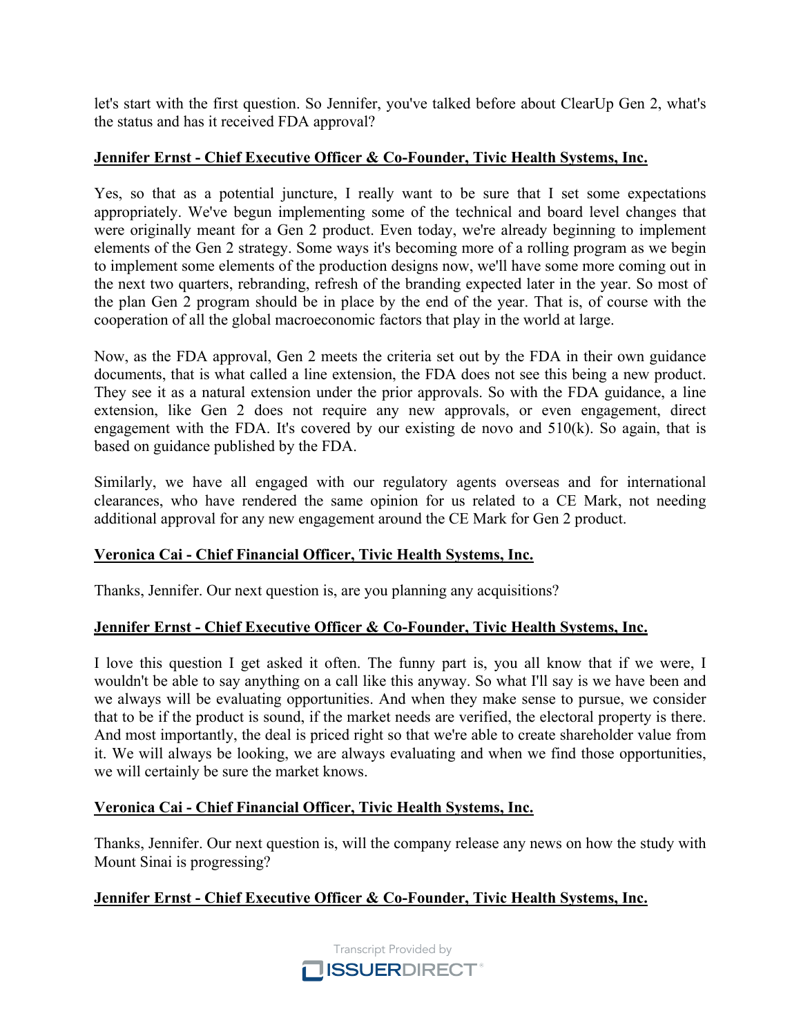let's start with the first question. So Jennifer, you've talked before about ClearUp Gen 2, what's the status and has it received FDA approval?

**Jennifer Ernst - Chief Executive Officer & Co-Founder, Tivic Health Systems, Inc.**

Yes, so that as a potential juncture, I really want to be sure that I set some expectations appropriately. We've begun implementing some of the technical and board level changes that were originally meant for a Gen 2 product. Even today, we're already beginning to implement elements of the Gen 2 strategy. Some ways it's becoming more of a rolling program as we begin to implement some elements of the production designs now, we'll have some more coming out in the next two quarters, rebranding, refresh of the branding expected later in the year. So most of the plan Gen 2 program should be in place by the end of the year. That is, of course with the cooperation of all the global macroeconomic factors that play in the world at large.

Now, as the FDA approval, Gen 2 meets the criteria set out by the FDA in their own guidance documents, that is what called a line extension, the FDA does not see this being a new product. They see it as a natural extension under the prior approvals. So with the FDA guidance, a line extension, like Gen 2 does not require any new approvals, or even engagement, direct engagement with the FDA. It's covered by our existing de novo and 510(k). So again, that is based on guidance published by the FDA.

Similarly, we have all engaged with our regulatory agents overseas and for international clearances, who have rendered the same opinion for us related to a CE Mark, not needing additional approval for any new engagement around the CE Mark for Gen 2 product.

**Veronica Cai - Chief Financial Officer, Tivic Health Systems, Inc.**

Thanks, Jennifer. Our next question is, are you planning any acquisitions?

**Jennifer Ernst - Chief Executive Officer & Co-Founder, Tivic Health Systems, Inc.**

I love this question I get asked it often. The funny part is, you all know that if we were, I wouldn't be able to say anything on a call like this anyway. So what I'll say is we have been and we always will be evaluating opportunities. And when they make sense to pursue, we consider that to be if the product is sound, if the market needs are verified, the electoral property is there. And most importantly, the deal is priced right so that we're able to create shareholder value from it. We will always be looking, we are always evaluating and when we find those opportunities, we will certainly be sure the market knows.

**Veronica Cai - Chief Financial Officer, Tivic Health Systems, Inc.**

Thanks, Jennifer. Our next question is, will the company release any news on how the study with Mount Sinai is progressing?

**Jennifer Ernst - Chief Executive Officer & Co-Founder, Tivic Health Systems, Inc.**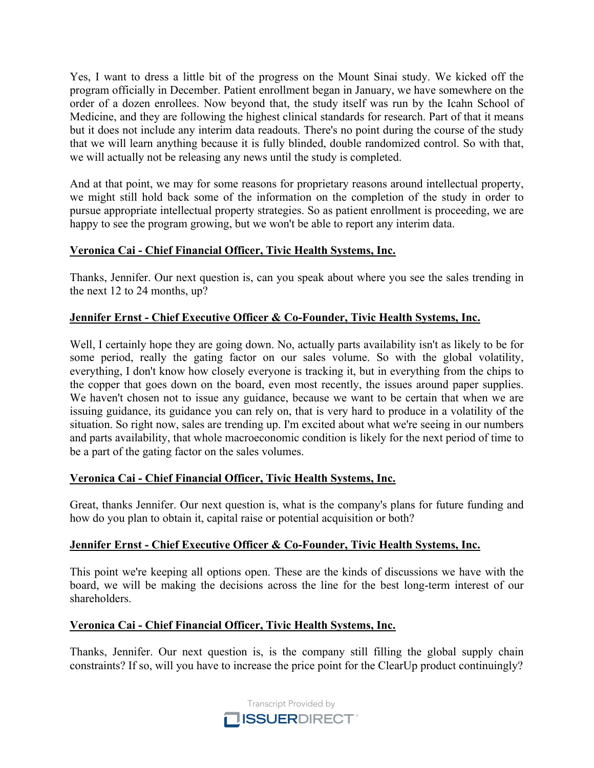Yes, I want to dress a little bit of the progress on the Mount Sinai study. We kicked off the program officially in December. Patient enrollment began in January, we have somewhere on the order of a dozen enrollees. Now beyond that, the study itself was run by the Icahn School of Medicine, and they are following the highest clinical standards for research. Part of that it means but it does not include any interim data readouts. There's no point during the course of the study that we will learn anything because it is fully blinded, double randomized control. So with that, we will actually not be releasing any news until the study is completed.

And at that point, we may for some reasons for proprietary reasons around intellectual property, we might still hold back some of the information on the completion of the study in order to pursue appropriate intellectual property strategies. So as patient enrollment is proceeding, we are happy to see the program growing, but we won't be able to report any interim data.

**Veronica Cai - Chief Financial Officer, Tivic Health Systems, Inc.**

Thanks, Jennifer. Our next question is, can you speak about where you see the sales trending in the next 12 to 24 months, up?

**Jennifer Ernst - Chief Executive Officer & Co-Founder, Tivic Health Systems, Inc.**

Well, I certainly hope they are going down. No, actually parts availability isn't as likely to be for some period, really the gating factor on our sales volume. So with the global volatility, everything, I don't know how closely everyone is tracking it, but in everything from the chips to the copper that goes down on the board, even most recently, the issues around paper supplies. We haven't chosen not to issue any guidance, because we want to be certain that when we are issuing guidance, its guidance you can rely on, that is very hard to produce in a volatility of the situation. So right now, sales are trending up. I'm excited about what we're seeing in our numbers and parts availability, that whole macroeconomic condition is likely for the next period of time to be a part of the gating factor on the sales volumes.

**Veronica Cai - Chief Financial Officer, Tivic Health Systems, Inc.**

Great, thanks Jennifer. Our next question is, what is the company's plans for future funding and how do you plan to obtain it, capital raise or potential acquisition or both?

**Jennifer Ernst - Chief Executive Officer & Co-Founder, Tivic Health Systems, Inc.**

This point we're keeping all options open. These are the kinds of discussions we have with the board, we will be making the decisions across the line for the best long-term interest of our shareholders.

**Veronica Cai - Chief Financial Officer, Tivic Health Systems, Inc.**

Thanks, Jennifer. Our next question is, is the company still filling the global supply chain constraints? If so, will you have to increase the price point for the ClearUp product continuingly?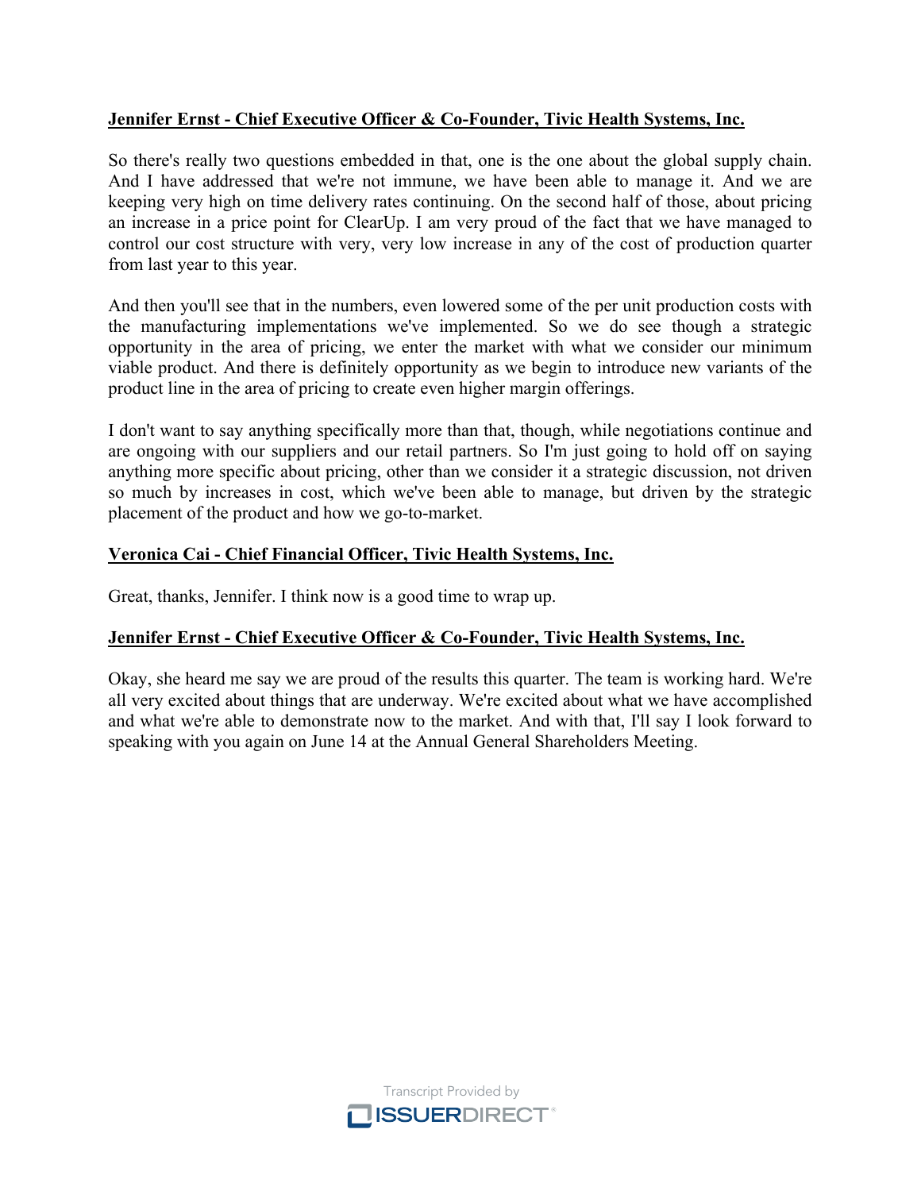**Jennifer Ernst - Chief Executive Officer & Co-Founder, Tivic Health Systems, Inc.**

So there's really two questions embedded in that, one is the one about the global supply chain. And I have addressed that we're not immune, we have been able to manage it. And we are keeping very high on time delivery rates continuing. On the second half of those, about pricing an increase in a price point for ClearUp. I am very proud of the fact that we have managed to control our cost structure with very, very low increase in any of the cost of production quarter from last year to this year.

And then you'll see that in the numbers, even lowered some of the per unit production costs with the manufacturing implementations we've implemented. So we do see though a strategic opportunity in the area of pricing, we enter the market with what we consider our minimum viable product. And there is definitely opportunity as we begin to introduce new variants of the product line in the area of pricing to create even higher margin offerings.

I don't want to say anything specifically more than that, though, while negotiations continue and are ongoing with our suppliers and our retail partners. So I'm just going to hold off on saying anything more specific about pricing, other than we consider it a strategic discussion, not driven so much by increases in cost, which we've been able to manage, but driven by the strategic placement of the product and how we go-to-market.

**Veronica Cai - Chief Financial Officer, Tivic Health Systems, Inc.**

Great, thanks, Jennifer. I think now is a good time to wrap up.

**Jennifer Ernst - Chief Executive Officer & Co-Founder, Tivic Health Systems, Inc.**

Okay, she heard me say we are proud of the results this quarter. The team is working hard. We're all very excited about things that are underway. We're excited about what we have accomplished and what we're able to demonstrate now to the market. And with that, I'll say I look forward to speaking with you again on June 14 at the Annual General Shareholders Meeting.

Transcript Provided by ISSUERDIRECT